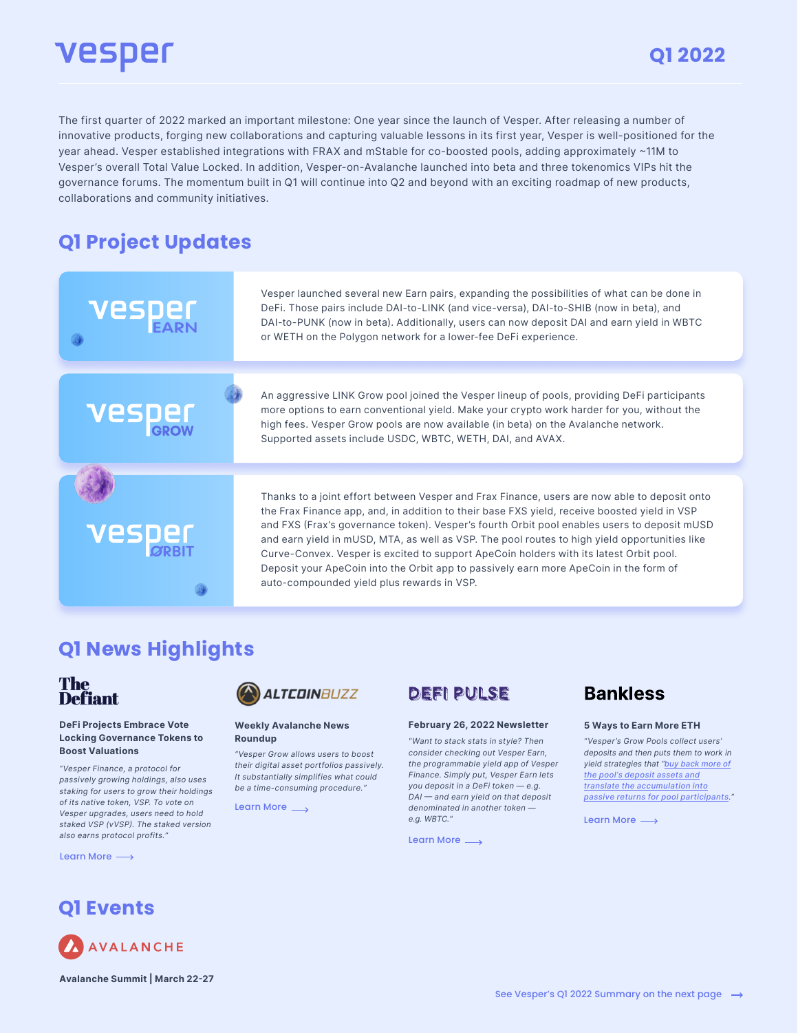# vesper

Q1 2022

The first quarter of 2022 marked an important milestone: One year since the launch of Vesper. After releasing a number of innovative products, forging new collaborations and capturing valuable lessons in its first year, Vesper is well-positioned for the year ahead. Vesper established integrations with FRAX and mStable for co-boosted pools, adding approximately ~11M to Vesper's overall Total Value Locked. In addition, Vesper-on-Avalanche launched into beta and three tokenomics VIPs hit the governance forums. The momentum built in Q1 will continue into Q2 and beyond with an exciting roadmap of new products, collaborations and community initiatives.

## Q1 Project Updates

### vesper EARN

Vesper launched several new Earn pairs, expanding the possibilities of what can be done in DeFi. Those pairs include DAI-to-LINK (and vice-versa), DAI-to-SHIB (now in beta), and DAI-to-PUNK (now in beta). Additionally, users can now deposit DAI and earn yield in WBTC or WETH on the Polygon network for a lower-fee DeFi experience.

### vesper GROW

An aggressive LINK Grow pool joined the Vesper lineup of pools, providing DeFi participants more options to earn conventional yield. Make your crypto work harder for you, without the high fees. Vesper Grow pools are now available (in beta) on the Avalanche network. Supported assets include USDC, WBTC, WETH, DAI, and AVAX.

### vesper ØRBIT

Thanks to a joint effort between Vesper and Frax Finance, users are now able to deposit onto the Frax Finance app, and, in addition to their base FXS yield, receive boosted yield in VSP and FXS (Frax's governance token). Vesper's fourth Orbit pool enables users to deposit mUSD and earn yield in mUSD, MTA, as well as VSP. The pool routes to high yield opportunities like Curve-Convex. Vesper is excited to support ApeCoin holders with its latest Orbit pool. Deposit your ApeCoin into the Orbit app to passively earn more ApeCoin in the form of auto-compounded yield plus rewards in VSP.

## Q1 News Highlights

### The Defiant

**DeFi Projects Embrace Vote Locking Governance Tokens to Boost Valuations**

*"Vesper Finance, a protocol for passively growing holdings, also uses staking for users to grow their holdings of its native token, VSP. To vote on Vesper upgrades, users need to hold staked VSP (vVSP). The staked version also earns protocol profits."*

Learn More ⟶

### ALTCOINBUZZ

**Weekly Avalanche News Roundup**

*"Vesper Grow allows users to boost their digital asset portfolios passively. It substantially simplifies what could be a time-consuming procedure."*

Learn More ⟶

### DEFI PULSE

**February 26, 2022 Newsletter**

*"Want to stack stats in style? Then consider checking out Vesper Earn, the programmable yield app of Vesper Finance. Simply put, Vesper Earn lets you deposit in a DeFi token — e.g. DAI — and earn yield on that deposit denominated in another token — e.g. WBTC."*

Learn More ⟶

### Bankless

**5 Ways to Earn More ETH**

*"Vesper's Grow Pools collect users' deposits and then puts them to work in yield strategies that "buy back more of the pool's deposit assets and translate the accumulation into passive returns for pool participants."*

Learn More ⟶

## Q1 Events

AVALANCHE

**Avalanche Summit | March 22-27**

See Vesper's Q1 2022 Summary on the next page ⟶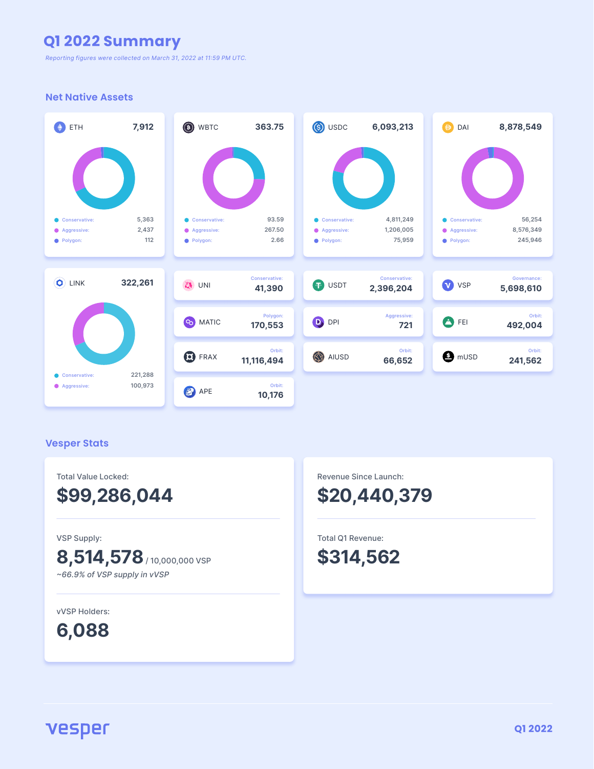# Q1 2022 Summary

*Reporting figures were collected on March 31, 2022 at 11:59 PM UTC.*

## Net Native Assets

**ETH** 7,912

- Conservative: 5,363
- Aggressive: 2,437
- Polygon: 112

**WBTC** 363.75

- Conservative: 93.59
- Aggressive: 267.50
- Polygon: 2.66

**USDC** 6,093,213

- Conservative: 4,811,249
- Aggressive: 1,206,005
- Polygon: 75,959

**DAI** 8,878,549

- Conservative: 56,254
- Aggressive: 8,576,349
- Polygon: 245,946

**LINK** 322,261

- Conservative: 221,288
- Aggressive: 100,973

**UNI** — Conservative: 41,390

**USDT** — Conservative: 2,396,204

**VSP** — Governance: 5,698,610

**MATIC** — Polygon: 170,553

**DPI** — Aggressive: 721

**FEI** — Orbit: 492,004

**FRAX** — Orbit: 11,116,494

**AIUSD** — Orbit: 66,652

**mUSD** — Orbit: 241,562

**APE** — Orbit: 10,176

## Vesper Stats

Total Value Locked:
**$99,286,044**

VSP Supply:
**8,514,578** / 10,000,000 VSP
*~66.9% of VSP supply in vVSP*

vVSP Holders:
**6,088**

Revenue Since Launch:
**$20,440,379**

Total Q1 Revenue:
**$314,562**